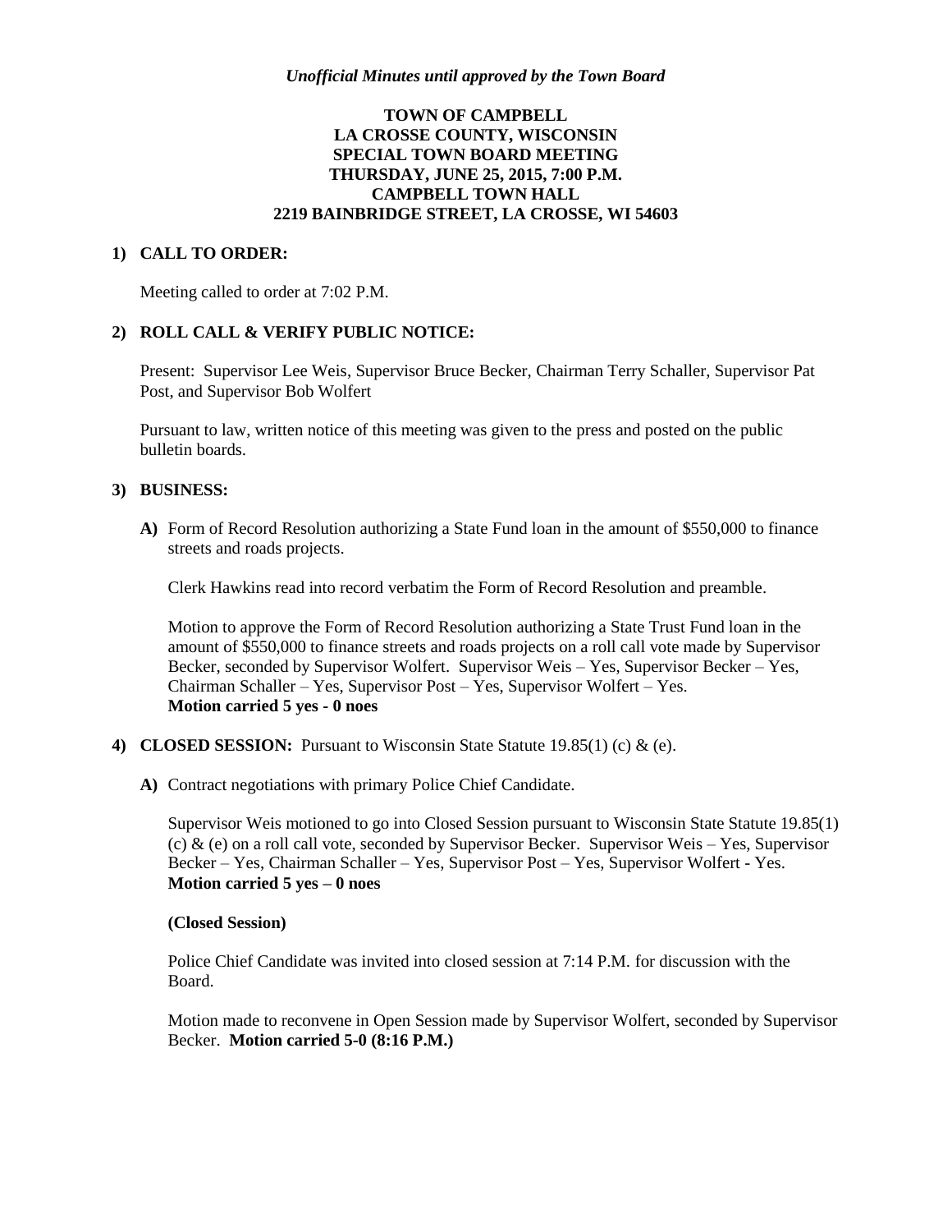*Unofficial Minutes until approved by the Town Board*

**TOWN OF CAMPBELL**
**LA CROSSE COUNTY, WISCONSIN**
**SPECIAL TOWN BOARD MEETING**
**THURSDAY, JUNE 25, 2015, 7:00 P.M.**
**CAMPBELL TOWN HALL**
**2219 BAINBRIDGE STREET, LA CROSSE, WI 54603**

**1) CALL TO ORDER:**

Meeting called to order at 7:02 P.M.

**2) ROLL CALL & VERIFY PUBLIC NOTICE:**

Present: Supervisor Lee Weis, Supervisor Bruce Becker, Chairman Terry Schaller, Supervisor Pat Post, and Supervisor Bob Wolfert

Pursuant to law, written notice of this meeting was given to the press and posted on the public bulletin boards.

**3) BUSINESS:**

**A)** Form of Record Resolution authorizing a State Fund loan in the amount of $550,000 to finance streets and roads projects.

Clerk Hawkins read into record verbatim the Form of Record Resolution and preamble.

Motion to approve the Form of Record Resolution authorizing a State Trust Fund loan in the amount of $550,000 to finance streets and roads projects on a roll call vote made by Supervisor Becker, seconded by Supervisor Wolfert. Supervisor Weis – Yes, Supervisor Becker – Yes, Chairman Schaller – Yes, Supervisor Post – Yes, Supervisor Wolfert – Yes.
**Motion carried 5 yes - 0 noes**

**4) CLOSED SESSION:** Pursuant to Wisconsin State Statute 19.85(1) (c) & (e).

**A)** Contract negotiations with primary Police Chief Candidate.

Supervisor Weis motioned to go into Closed Session pursuant to Wisconsin State Statute 19.85(1) (c) & (e) on a roll call vote, seconded by Supervisor Becker. Supervisor Weis – Yes, Supervisor Becker – Yes, Chairman Schaller – Yes, Supervisor Post – Yes, Supervisor Wolfert - Yes.
**Motion carried 5 yes – 0 noes**

**(Closed Session)**

Police Chief Candidate was invited into closed session at 7:14 P.M. for discussion with the Board.

Motion made to reconvene in Open Session made by Supervisor Wolfert, seconded by Supervisor Becker. **Motion carried 5-0 (8:16 P.M.)**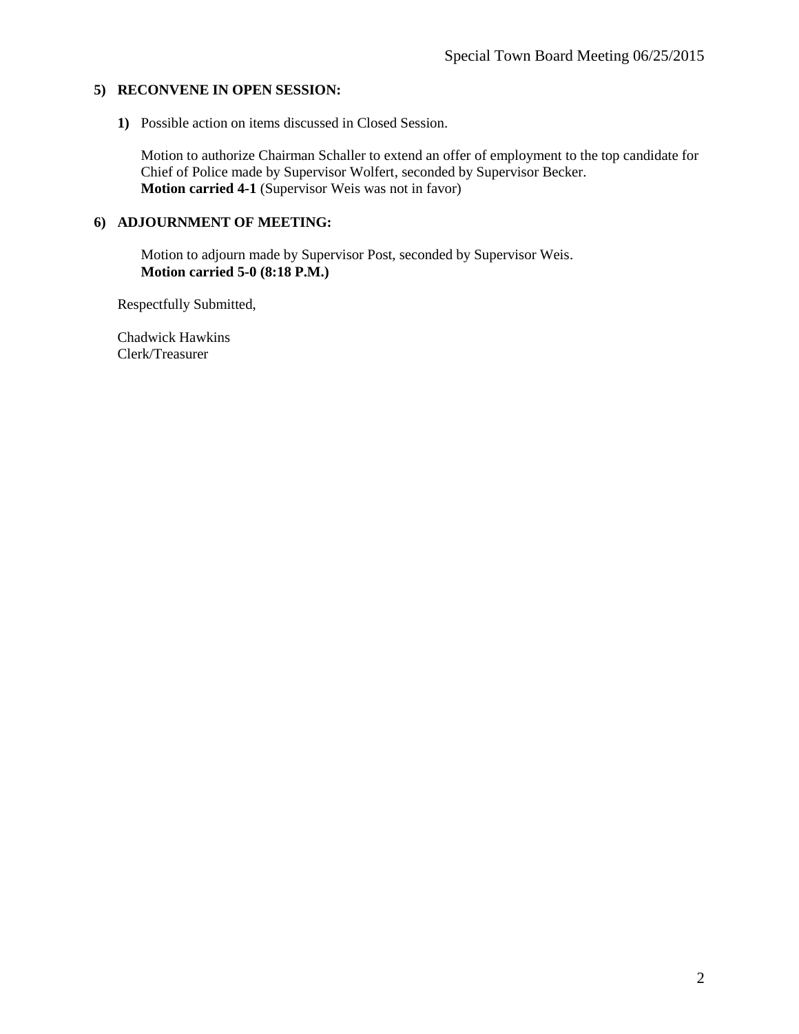**5) RECONVENE IN OPEN SESSION:**

**1)** Possible action on items discussed in Closed Session.

Motion to authorize Chairman Schaller to extend an offer of employment to the top candidate for Chief of Police made by Supervisor Wolfert, seconded by Supervisor Becker.
**Motion carried 4-1** (Supervisor Weis was not in favor)

**6) ADJOURNMENT OF MEETING:**

Motion to adjourn made by Supervisor Post, seconded by Supervisor Weis.
**Motion carried 5-0 (8:18 P.M.)**

Respectfully Submitted,

Chadwick Hawkins
Clerk/Treasurer